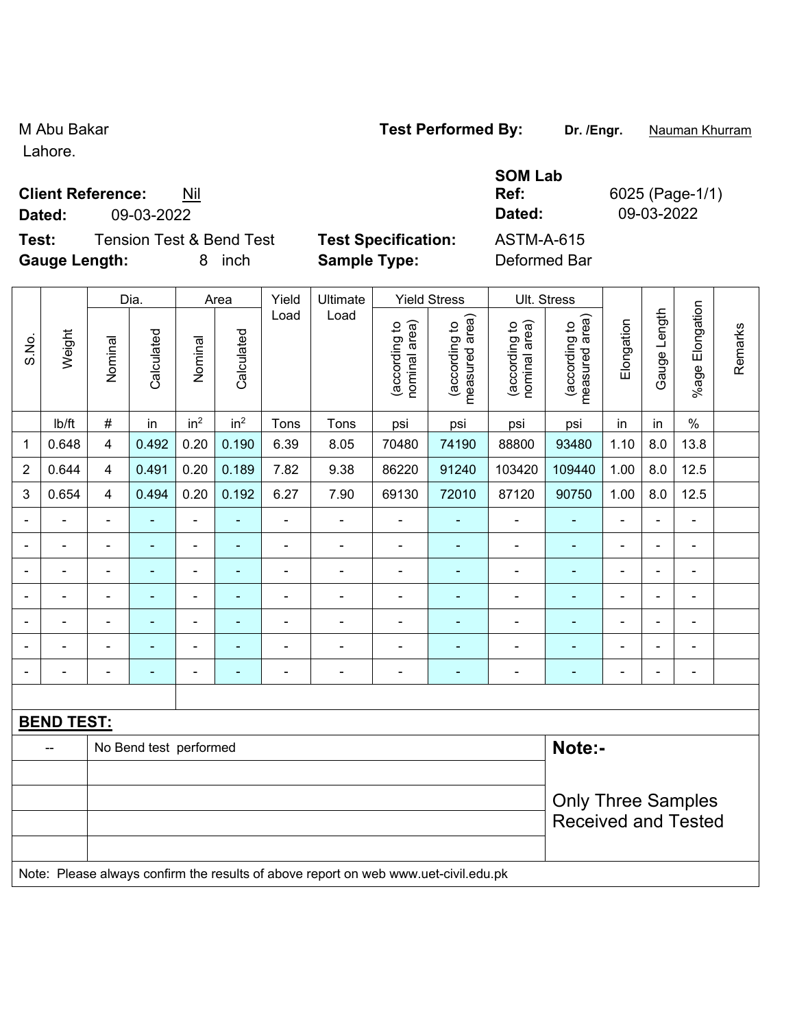M Abu Bakar
Lahore.

**Test Performed By:** **Dr. /Engr.** Nauman Khurram

**SOM Lab**

**Client Reference:** Nil

**Dated:** 09-03-2022

**Ref:** 6025 (Page-1/1)

**Dated:** 09-03-2022

**Test:** Tension Test & Bend Test

**Test Specification:** ASTM-A-615

**Gauge Length:** 8 inch

**Sample Type:** Deformed Bar

| S.No. | Weight | Dia. | | Area | | Yield Load | Ultimate Load | Yield Stress | | Ult. Stress | | Elongation | Gauge Length | %age Elongation | Remarks |
|---|---|---|---|---|---|---|---|---|---|---|---|---|---|---|---|
| | | Nominal | Calculated | Nominal | Calculated | | | (according to nominal area) | (according to measured area) | (according to nominal area) | (according to measured area) | | | | |
| | lb/ft | # | in | $in^2$ | $in^2$ | Tons | Tons | psi | psi | psi | psi | in | in | % | |
| 1 | 0.648 | 4 | 0.492 | 0.20 | 0.190 | 6.39 | 8.05 | 70480 | 74190 | 88800 | 93480 | 1.10 | 8.0 | 13.8 | |
| 2 | 0.644 | 4 | 0.491 | 0.20 | 0.189 | 7.82 | 9.38 | 86220 | 91240 | 103420 | 109440 | 1.00 | 8.0 | 12.5 | |
| 3 | 0.654 | 4 | 0.494 | 0.20 | 0.192 | 6.27 | 7.90 | 69130 | 72010 | 87120 | 90750 | 1.00 | 8.0 | 12.5 | |
| - | - | - | - | - | - | - | - | - | - | - | - | - | - | - | |
| - | - | - | - | - | - | - | - | - | - | - | - | - | - | - | |
| - | - | - | - | - | - | - | - | - | - | - | - | - | - | - | |
| - | - | - | - | - | - | - | - | - | - | - | - | - | - | - | |
| - | - | - | - | - | - | - | - | - | - | - | - | - | - | - | |
| - | - | - | - | - | - | - | - | - | - | - | - | - | - | - | |
| - | - | - | - | - | - | - | - | - | - | - | - | - | - | - | |

**BEND TEST:**

| -- | No Bend test performed |
|---|---|

**Note:-**

Only Three Samples Received and Tested

Note: Please always confirm the results of above report on web www.uet-civil.edu.pk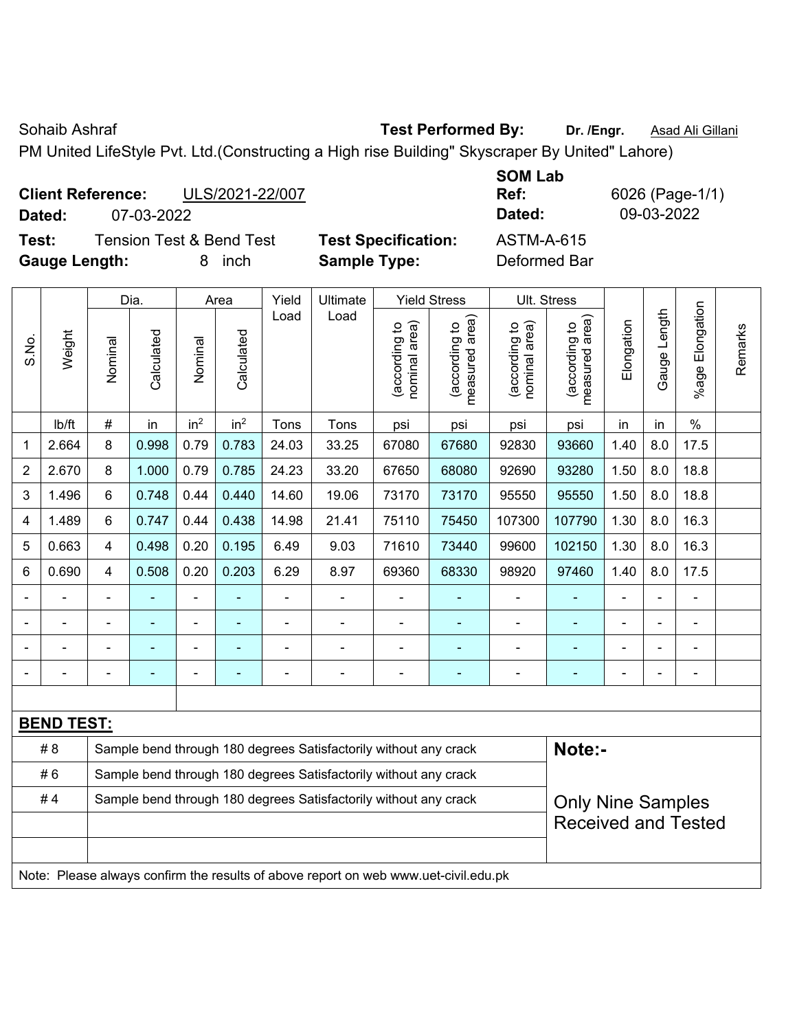Sohaib Ashraf **Test Performed By:** **Dr. /Engr.** Asad Ali Gillani

PM United LifeStyle Pvt. Ltd.(Constructing a High rise Building" Skyscraper By United" Lahore)

**Client Reference:** ULS/2021-22/007

**Dated:** 07-03-2022

**SOM Lab Ref:** 6026 (Page-1/1)

**Dated:** 09-03-2022

**Test:** Tension Test & Bend Test

**Test Specification:** ASTM-A-615

**Gauge Length:** 8 inch

**Sample Type:** Deformed Bar

| S.No. | Weight | Dia. | | Area | | Yield Load | Ultimate Load | Yield Stress | | Ult. Stress | | Elongation | Gauge Length | %age Elongation | Remarks |
|---|---|---|---|---|---|---|---|---|---|---|---|---|---|---|---|
| | | Nominal | Calculated | Nominal | Calculated | | | (according to nominal area) | (according to measured area) | (according to nominal area) | (according to measured area) | | | | |
| | lb/ft | # | in | in$^2$ | in$^2$ | Tons | Tons | psi | psi | psi | psi | in | in | % | |
| 1 | 2.664 | 8 | 0.998 | 0.79 | 0.783 | 24.03 | 33.25 | 67080 | 67680 | 92830 | 93660 | 1.40 | 8.0 | 17.5 | |
| 2 | 2.670 | 8 | 1.000 | 0.79 | 0.785 | 24.23 | 33.20 | 67650 | 68080 | 92690 | 93280 | 1.50 | 8.0 | 18.8 | |
| 3 | 1.496 | 6 | 0.748 | 0.44 | 0.440 | 14.60 | 19.06 | 73170 | 73170 | 95550 | 95550 | 1.50 | 8.0 | 18.8 | |
| 4 | 1.489 | 6 | 0.747 | 0.44 | 0.438 | 14.98 | 21.41 | 75110 | 75450 | 107300 | 107790 | 1.30 | 8.0 | 16.3 | |
| 5 | 0.663 | 4 | 0.498 | 0.20 | 0.195 | 6.49 | 9.03 | 71610 | 73440 | 99600 | 102150 | 1.30 | 8.0 | 16.3 | |
| 6 | 0.690 | 4 | 0.508 | 0.20 | 0.203 | 6.29 | 8.97 | 69360 | 68330 | 98920 | 97460 | 1.40 | 8.0 | 17.5 | |
| - | - | - | - | - | - | - | - | - | - | - | - | - | - | - | |
| - | - | - | - | - | - | - | - | - | - | - | - | - | - | - | |
| - | - | - | - | - | - | - | - | - | - | - | - | - | - | - | |
| - | - | - | - | - | - | - | - | - | - | - | - | - | - | - | |

**BEND TEST:**

| | |
|---|---|
| # 8 | Sample bend through 180 degrees Satisfactorily without any crack |
| # 6 | Sample bend through 180 degrees Satisfactorily without any crack |
| # 4 | Sample bend through 180 degrees Satisfactorily without any crack |

**Note:-**

Only Nine Samples Received and Tested

Note: Please always confirm the results of above report on web www.uet-civil.edu.pk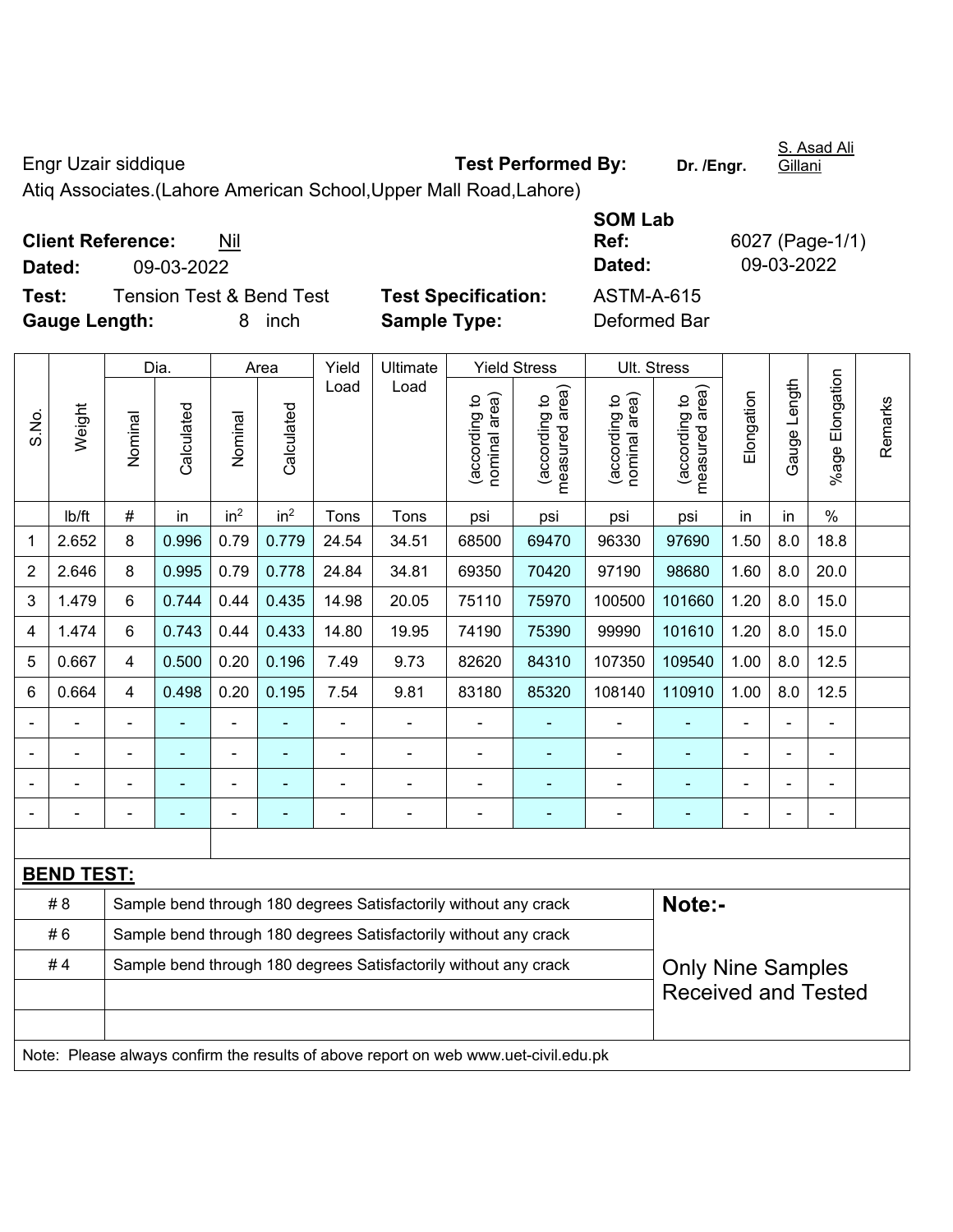Engr Uzair siddique

Atiq Associates.(Lahore American School,Upper Mall Road,Lahore)

**Test Performed By:** Dr. /Engr. S. Asad Ali Gillani

**Client Reference:** Nil

**Dated:** 09-03-2022

**SOM Lab Ref:** 6027 (Page-1/1)

**Dated:** 09-03-2022

**Test:** Tension Test & Bend Test

**Test Specification:** ASTM-A-615

**Gauge Length:** 8 inch

**Sample Type:** Deformed Bar

| S.No. | Weight | Dia. | | Area | | Yield Load | Ultimate Load | Yield Stress | | Ult. Stress | | Elongation | Gauge Length | %age Elongation | Remarks |
|---|---|---|---|---|---|---|---|---|---|---|---|---|---|---|---|
| | | Nominal | Calculated | Nominal | Calculated | | | (according to nominal area) | (according to measured area) | (according to nominal area) | (according to measured area) | | | | |
| | lb/ft | # | in | $in^2$ | $in^2$ | Tons | Tons | psi | psi | psi | psi | in | in | % | |
| 1 | 2.652 | 8 | 0.996 | 0.79 | 0.779 | 24.54 | 34.51 | 68500 | 69470 | 96330 | 97690 | 1.50 | 8.0 | 18.8 | |
| 2 | 2.646 | 8 | 0.995 | 0.79 | 0.778 | 24.84 | 34.81 | 69350 | 70420 | 97190 | 98680 | 1.60 | 8.0 | 20.0 | |
| 3 | 1.479 | 6 | 0.744 | 0.44 | 0.435 | 14.98 | 20.05 | 75110 | 75970 | 100500 | 101660 | 1.20 | 8.0 | 15.0 | |
| 4 | 1.474 | 6 | 0.743 | 0.44 | 0.433 | 14.80 | 19.95 | 74190 | 75390 | 99990 | 101610 | 1.20 | 8.0 | 15.0 | |
| 5 | 0.667 | 4 | 0.500 | 0.20 | 0.196 | 7.49 | 9.73 | 82620 | 84310 | 107350 | 109540 | 1.00 | 8.0 | 12.5 | |
| 6 | 0.664 | 4 | 0.498 | 0.20 | 0.195 | 7.54 | 9.81 | 83180 | 85320 | 108140 | 110910 | 1.00 | 8.0 | 12.5 | |
| - | - | - | - | - | - | - | - | - | - | - | - | - | - | - | |
| - | - | - | - | - | - | - | - | - | - | - | - | - | - | - | |
| - | - | - | - | - | - | - | - | - | - | - | - | - | - | - | |
| - | - | - | - | - | - | - | - | - | - | - | - | - | - | - | |

**BEND TEST:**

| | |
|---|---|
| # 8 | Sample bend through 180 degrees Satisfactorily without any crack |
| # 6 | Sample bend through 180 degrees Satisfactorily without any crack |
| # 4 | Sample bend through 180 degrees Satisfactorily without any crack |

**Note:-**

Only Nine Samples Received and Tested

Note: Please always confirm the results of above report on web www.uet-civil.edu.pk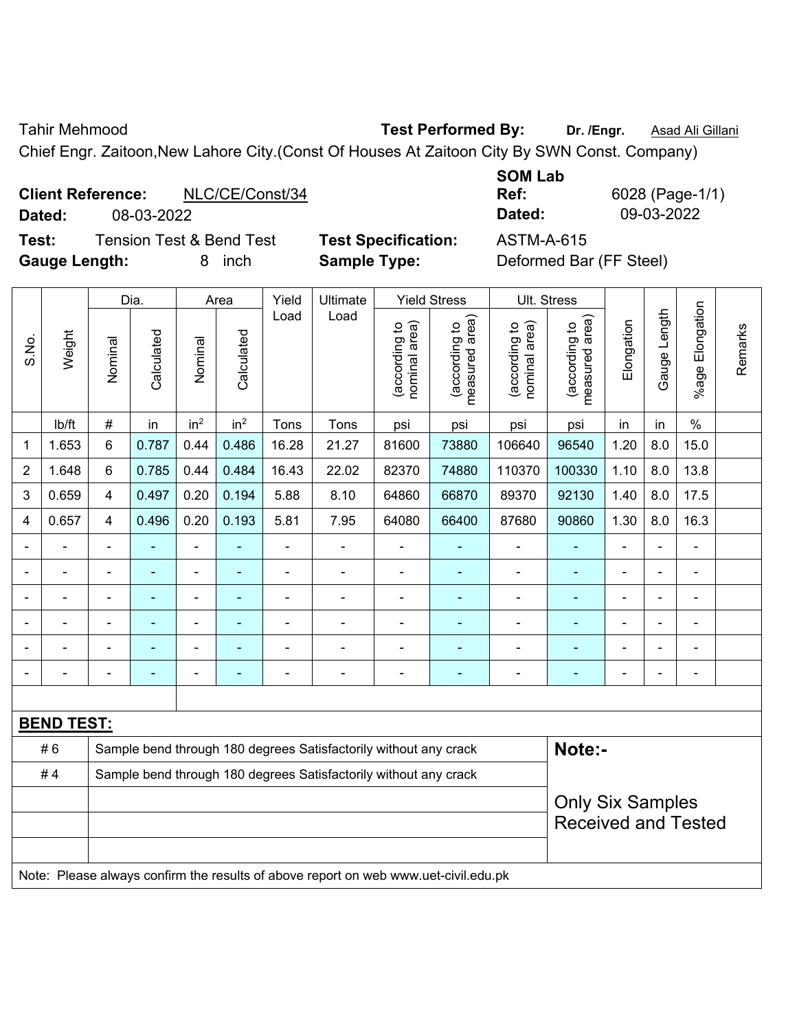Tahir Mehmood **Test Performed By:** **Dr. /Engr.** Asad Ali Gillani

Chief Engr. Zaitoon,New Lahore City.(Const Of Houses At Zaitoon City By SWN Const. Company)

**Client Reference:** NLC/CE/Const/34

**Dated:** 08-03-2022

**SOM Lab Ref:** 6028 (Page-1/1)

**Dated:** 09-03-2022

**Test:** Tension Test & Bend Test **Test Specification:** ASTM-A-615

**Gauge Length:** 8 inch **Sample Type:** Deformed Bar (FF Steel)

| S.No. | Weight | Dia. | | Area | | Yield Load | Ultimate Load | Yield Stress | | Ult. Stress | | Elongation | Gauge Length | %age Elongation | Remarks |
|---|---|---|---|---|---|---|---|---|---|---|---|---|---|---|---|
| | | Nominal | Calculated | Nominal | Calculated | | | (according to nominal area) | (according to measured area) | (according to nominal area) | (according to measured area) | | | | |
| | lb/ft | # | in | $in^2$ | $in^2$ | Tons | Tons | psi | psi | psi | psi | in | in | % | |
| 1 | 1.653 | 6 | 0.787 | 0.44 | 0.486 | 16.28 | 21.27 | 81600 | 73880 | 106640 | 96540 | 1.20 | 8.0 | 15.0 | |
| 2 | 1.648 | 6 | 0.785 | 0.44 | 0.484 | 16.43 | 22.02 | 82370 | 74880 | 110370 | 100330 | 1.10 | 8.0 | 13.8 | |
| 3 | 0.659 | 4 | 0.497 | 0.20 | 0.194 | 5.88 | 8.10 | 64860 | 66870 | 89370 | 92130 | 1.40 | 8.0 | 17.5 | |
| 4 | 0.657 | 4 | 0.496 | 0.20 | 0.193 | 5.81 | 7.95 | 64080 | 66400 | 87680 | 90860 | 1.30 | 8.0 | 16.3 | |
| - | - | - | - | - | - | - | - | - | - | - | - | - | - | - | |
| - | - | - | - | - | - | - | - | - | - | - | - | - | - | - | |
| - | - | - | - | - | - | - | - | - | - | - | - | - | - | - | |
| - | - | - | - | - | - | - | - | - | - | - | - | - | - | - | |
| - | - | - | - | - | - | - | - | - | - | - | - | - | - | - | |
| - | - | - | - | - | - | - | - | - | - | - | - | - | - | - | |

**BEND TEST:**

| | | |
|---|---|---|
| # 6 | Sample bend through 180 degrees Satisfactorily without any crack | **Note:-** |
| # 4 | Sample bend through 180 degrees Satisfactorily without any crack | Only Six Samples Received and Tested |

Note: Please always confirm the results of above report on web www.uet-civil.edu.pk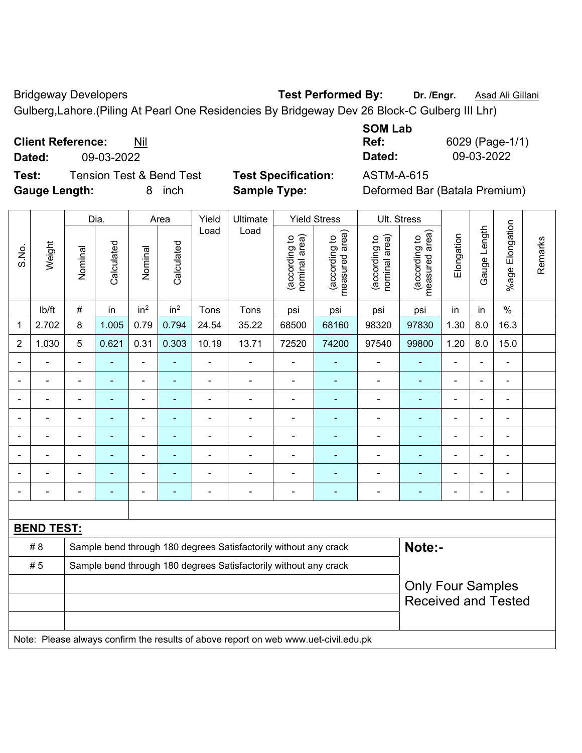Bridgeway Developers

Gulberg,Lahore.(Piling At Pearl One Residencies By Bridgeway Dev 26 Block-C Gulberg III Lhr)

**Test Performed By:** **Dr. /Engr.** Asad Ali Gillani

**SOM Lab**

**Client Reference:** Nil

**Dated:** 09-03-2022

**Ref:** 6029 (Page-1/1)

**Dated:** 09-03-2022

**Test:** Tension Test & Bend Test

**Gauge Length:** 8 inch

**Test Specification:** ASTM-A-615

**Sample Type:** Deformed Bar (Batala Premium)

| S.No. | Weight | Dia. | | Area | | Yield Load | Ultimate Load | Yield Stress | | Ult. Stress | | Elongation | Gauge Length | %age Elongation | Remarks |
|---|---|---|---|---|---|---|---|---|---|---|---|---|---|---|---|
| | | Nominal | Calculated | Nominal | Calculated | | | (according to nominal area) | (according to measured area) | (according to nominal area) | (according to measured area) | | | | |
| | lb/ft | # | in | $in^2$ | $in^2$ | Tons | Tons | psi | psi | psi | psi | in | in | % | |
| 1 | 2.702 | 8 | 1.005 | 0.79 | 0.794 | 24.54 | 35.22 | 68500 | 68160 | 98320 | 97830 | 1.30 | 8.0 | 16.3 | |
| 2 | 1.030 | 5 | 0.621 | 0.31 | 0.303 | 10.19 | 13.71 | 72520 | 74200 | 97540 | 99800 | 1.20 | 8.0 | 15.0 | |
| - | - | - | - | - | - | - | - | - | - | - | - | - | - | - | |
| - | - | - | - | - | - | - | - | - | - | - | - | - | - | - | |
| - | - | - | - | - | - | - | - | - | - | - | - | - | - | - | |
| - | - | - | - | - | - | - | - | - | - | - | - | - | - | - | |
| - | - | - | - | - | - | - | - | - | - | - | - | - | - | - | |
| - | - | - | - | - | - | - | - | - | - | - | - | - | - | - | |
| - | - | - | - | - | - | - | - | - | - | - | - | - | - | - | |
| - | - | - | - | - | - | - | - | - | - | - | - | - | - | - | |

**BEND TEST:**

| | | |
|---|---|---|
| # 8 | Sample bend through 180 degrees Satisfactorily without any crack | **Note:-** |
| # 5 | Sample bend through 180 degrees Satisfactorily without any crack | Only Four Samples Received and Tested |

Note: Please always confirm the results of above report on web www.uet-civil.edu.pk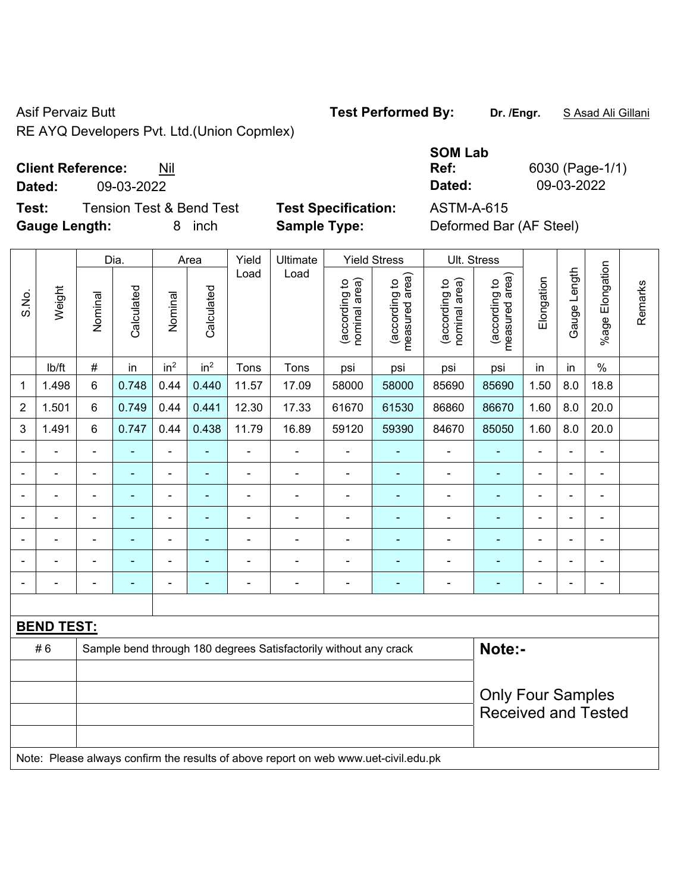Asif Pervaiz Butt
RE AYQ Developers Pvt. Ltd.(Union Copmlex)

**Test Performed By:** **Dr. /Engr.** S Asad Ali Gillani

**Client Reference:** Nil
**Dated:** 09-03-2022

**SOM Lab**
**Ref:** 6030 (Page-1/1)
**Dated:** 09-03-2022

**Test:** Tension Test & Bend Test
**Gauge Length:** 8 inch

**Test Specification:** ASTM-A-615
**Sample Type:** Deformed Bar (AF Steel)

| S.No. | Weight | Dia. | | Area | | Yield Load | Ultimate Load | Yield Stress | | Ult. Stress | | Elongation | Gauge Length | %age Elongation | Remarks |
|---|---|---|---|---|---|---|---|---|---|---|---|---|---|---|---|
| | | Nominal | Calculated | Nominal | Calculated | | | (according to nominal area) | (according to measured area) | (according to nominal area) | (according to measured area) | | | | |
| | lb/ft | # | in | in$^2$ | in$^2$ | Tons | Tons | psi | psi | psi | psi | in | in | % | |
| 1 | 1.498 | 6 | 0.748 | 0.44 | 0.440 | 11.57 | 17.09 | 58000 | 58000 | 85690 | 85690 | 1.50 | 8.0 | 18.8 | |
| 2 | 1.501 | 6 | 0.749 | 0.44 | 0.441 | 12.30 | 17.33 | 61670 | 61530 | 86860 | 86670 | 1.60 | 8.0 | 20.0 | |
| 3 | 1.491 | 6 | 0.747 | 0.44 | 0.438 | 11.79 | 16.89 | 59120 | 59390 | 84670 | 85050 | 1.60 | 8.0 | 20.0 | |
| - | - | - | - | - | - | - | - | - | - | - | - | - | - | - | |
| - | - | - | - | - | - | - | - | - | - | - | - | - | - | - | |
| - | - | - | - | - | - | - | - | - | - | - | - | - | - | - | |
| - | - | - | - | - | - | - | - | - | - | - | - | - | - | - | |
| - | - | - | - | - | - | - | - | - | - | - | - | - | - | - | |
| - | - | - | - | - | - | - | - | - | - | - | - | - | - | - | |
| - | - | - | - | - | - | - | - | - | - | - | - | - | - | - | |

**BEND TEST:**

| | | |
|---|---|---|
| # 6 | Sample bend through 180 degrees Satisfactorily without any crack | **Note:-** |
| | | Only Four Samples Received and Tested |

Note: Please always confirm the results of above report on web www.uet-civil.edu.pk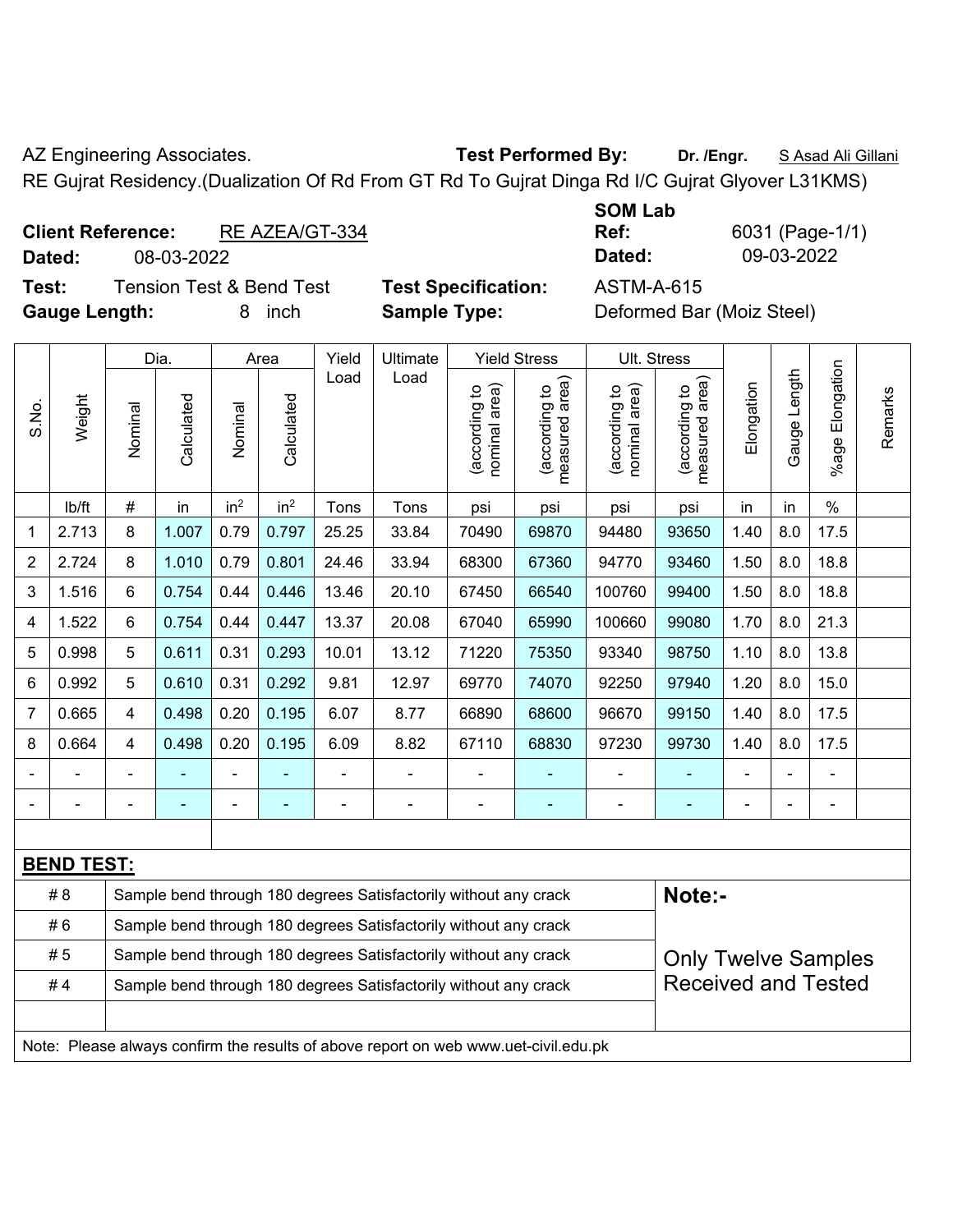AZ Engineering Associates. **Test Performed By:** **Dr. /Engr.** S Asad Ali Gillani

RE Gujrat Residency.(Dualization Of Rd From GT Rd To Gujrat Dinga Rd I/C Gujrat Glyover L31KMS)

**SOM Lab**

**Client Reference:** RE AZEA/GT-334 **Ref:** 6031 (Page-1/1)

**Dated:** 08-03-2022 **Dated:** 09-03-2022

**Test:** Tension Test & Bend Test **Test Specification:** ASTM-A-615

**Gauge Length:** 8 inch **Sample Type:** Deformed Bar (Moiz Steel)

| S.No. | Weight | Dia. | | Area | | Yield Load | Ultimate Load | Yield Stress | | Ult. Stress | | Elongation | Gauge Length | %age Elongation | Remarks |
|---|---|---|---|---|---|---|---|---|---|---|---|---|---|---|---|
| | | Nominal | Calculated | Nominal | Calculated | | | (according to nominal area) | (according to measured area) | (according to nominal area) | (according to measured area) | | | | |
| | lb/ft | # | in | in² | in² | Tons | Tons | psi | psi | psi | psi | in | in | % | |
| 1 | 2.713 | 8 | 1.007 | 0.79 | 0.797 | 25.25 | 33.84 | 70490 | 69870 | 94480 | 93650 | 1.40 | 8.0 | 17.5 | |
| 2 | 2.724 | 8 | 1.010 | 0.79 | 0.801 | 24.46 | 33.94 | 68300 | 67360 | 94770 | 93460 | 1.50 | 8.0 | 18.8 | |
| 3 | 1.516 | 6 | 0.754 | 0.44 | 0.446 | 13.46 | 20.10 | 67450 | 66540 | 100760 | 99400 | 1.50 | 8.0 | 18.8 | |
| 4 | 1.522 | 6 | 0.754 | 0.44 | 0.447 | 13.37 | 20.08 | 67040 | 65990 | 100660 | 99080 | 1.70 | 8.0 | 21.3 | |
| 5 | 0.998 | 5 | 0.611 | 0.31 | 0.293 | 10.01 | 13.12 | 71220 | 75350 | 93340 | 98750 | 1.10 | 8.0 | 13.8 | |
| 6 | 0.992 | 5 | 0.610 | 0.31 | 0.292 | 9.81 | 12.97 | 69770 | 74070 | 92250 | 97940 | 1.20 | 8.0 | 15.0 | |
| 7 | 0.665 | 4 | 0.498 | 0.20 | 0.195 | 6.07 | 8.77 | 66890 | 68600 | 96670 | 99150 | 1.40 | 8.0 | 17.5 | |
| 8 | 0.664 | 4 | 0.498 | 0.20 | 0.195 | 6.09 | 8.82 | 67110 | 68830 | 97230 | 99730 | 1.40 | 8.0 | 17.5 | |
| - | - | - | - | - | - | - | - | - | - | - | - | - | - | - | |
| - | - | - | - | - | - | - | - | - | - | - | - | - | - | - | |

**BEND TEST:**

| | |
|---|---|
| # 8 | Sample bend through 180 degrees Satisfactorily without any crack |
| # 6 | Sample bend through 180 degrees Satisfactorily without any crack |
| # 5 | Sample bend through 180 degrees Satisfactorily without any crack |
| # 4 | Sample bend through 180 degrees Satisfactorily without any crack |

**Note:-**

Only Twelve Samples Received and Tested

Note: Please always confirm the results of above report on web www.uet-civil.edu.pk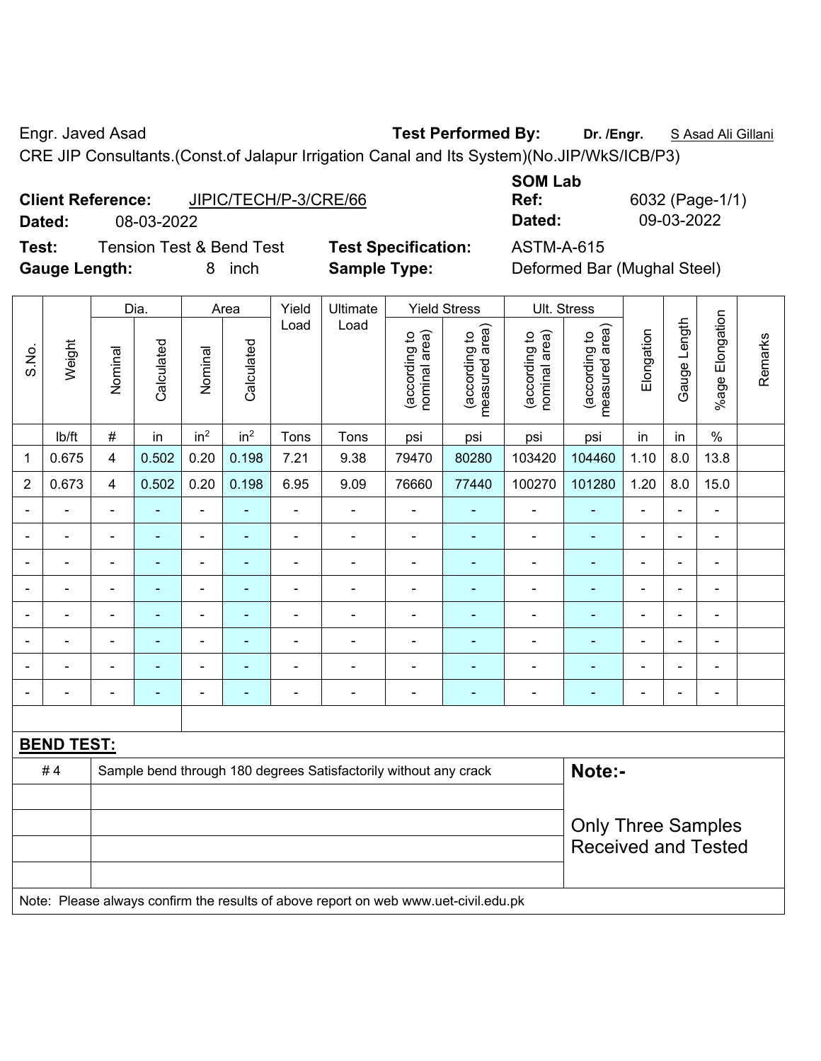Engr. Javed Asad

**Test Performed By:** **Dr. /Engr.** S Asad Ali Gillani

CRE JIP Consultants.(Const.of Jalapur Irrigation Canal and Its System)(No.JIP/WkS/ICB/P3)

**SOM Lab**

**Client Reference:** JIPIC/TECH/P-3/CRE/66

**Ref:** 6032 (Page-1/1)

**Dated:** 08-03-2022

**Dated:** 09-03-2022

**Test:** Tension Test & Bend Test

**Test Specification:** ASTM-A-615

**Gauge Length:** 8 inch

**Sample Type:** Deformed Bar (Mughal Steel)

| S.No. | Weight | Dia. | | Area | | Yield Load | Ultimate Load | Yield Stress | | Ult. Stress | | Elongation | Gauge Length | %age Elongation | Remarks |
|---|---|---|---|---|---|---|---|---|---|---|---|---|---|---|---|
| | | Nominal | Calculated | Nominal | Calculated | | | (according to nominal area) | (according to measured area) | (according to nominal area) | (according to measured area) | | | | |
| | lb/ft | # | in | $in^2$ | $in^2$ | Tons | Tons | psi | psi | psi | psi | in | in | % | |
| 1 | 0.675 | 4 | 0.502 | 0.20 | 0.198 | 7.21 | 9.38 | 79470 | 80280 | 103420 | 104460 | 1.10 | 8.0 | 13.8 | |
| 2 | 0.673 | 4 | 0.502 | 0.20 | 0.198 | 6.95 | 9.09 | 76660 | 77440 | 100270 | 101280 | 1.20 | 8.0 | 15.0 | |
| - | - | - | - | - | - | - | - | - | - | - | - | - | - | - | |
| - | - | - | - | - | - | - | - | - | - | - | - | - | - | - | |
| - | - | - | - | - | - | - | - | - | - | - | - | - | - | - | |
| - | - | - | - | - | - | - | - | - | - | - | - | - | - | - | |
| - | - | - | - | - | - | - | - | - | - | - | - | - | - | - | |
| - | - | - | - | - | - | - | - | - | - | - | - | - | - | - | |
| - | - | - | - | - | - | - | - | - | - | - | - | - | - | - | |
| - | - | - | - | - | - | - | - | - | - | - | - | - | - | - | |

**BEND TEST:**

| | | |
|---|---|---|
| # 4 | Sample bend through 180 degrees Satisfactorily without any crack | **Note:-** Only Three Samples Received and Tested |

Note: Please always confirm the results of above report on web www.uet-civil.edu.pk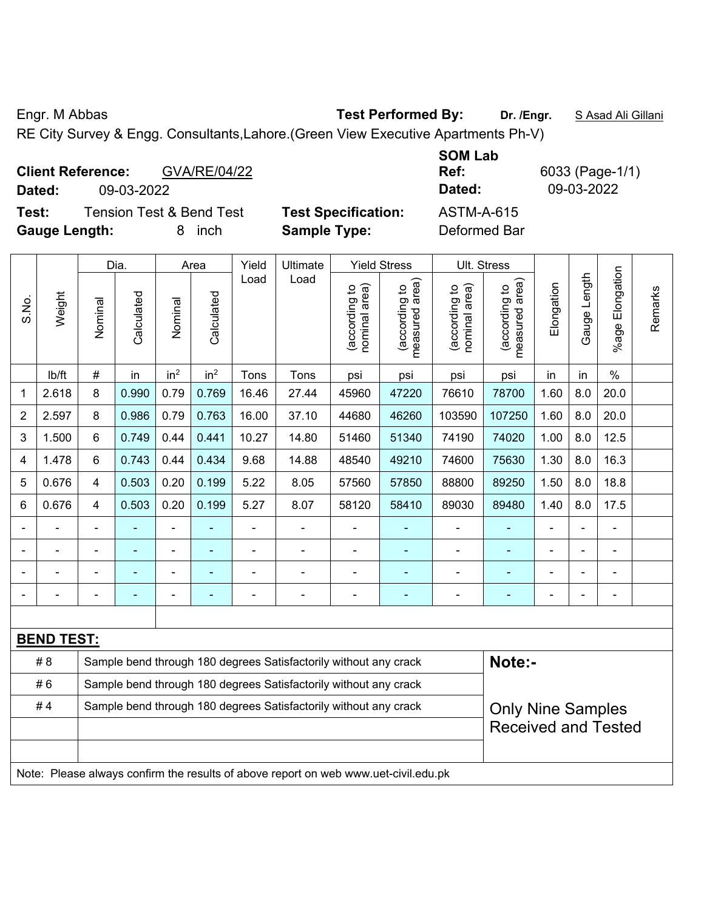Engr. M Abbas **Test Performed By:** **Dr. /Engr.** S Asad Ali Gillani

RE City Survey & Engg. Consultants,Lahore.(Green View Executive Apartments Ph-V)

**Client Reference:** GVA/RE/04/22 **SOM Lab Ref:** 6033 (Page-1/1)

**Dated:** 09-03-2022 **Dated:** 09-03-2022

**Test:** Tension Test & Bend Test **Test Specification:** ASTM-A-615

**Gauge Length:** 8 inch **Sample Type:** Deformed Bar

| S.No. | Weight | Dia. | | Area | | Yield Load | Ultimate Load | Yield Stress | | Ult. Stress | | Elongation | Gauge Length | %age Elongation | Remarks |
|---|---|---|---|---|---|---|---|---|---|---|---|---|---|---|---|
| | | Nominal | Calculated | Nominal | Calculated | | | (according to nominal area) | (according to measured area) | (according to nominal area) | (according to measured area) | | | | |
| | lb/ft | # | in | $in^2$ | $in^2$ | Tons | Tons | psi | psi | psi | psi | in | in | % | |
| 1 | 2.618 | 8 | 0.990 | 0.79 | 0.769 | 16.46 | 27.44 | 45960 | 47220 | 76610 | 78700 | 1.60 | 8.0 | 20.0 | |
| 2 | 2.597 | 8 | 0.986 | 0.79 | 0.763 | 16.00 | 37.10 | 44680 | 46260 | 103590 | 107250 | 1.60 | 8.0 | 20.0 | |
| 3 | 1.500 | 6 | 0.749 | 0.44 | 0.441 | 10.27 | 14.80 | 51460 | 51340 | 74190 | 74020 | 1.00 | 8.0 | 12.5 | |
| 4 | 1.478 | 6 | 0.743 | 0.44 | 0.434 | 9.68 | 14.88 | 48540 | 49210 | 74600 | 75630 | 1.30 | 8.0 | 16.3 | |
| 5 | 0.676 | 4 | 0.503 | 0.20 | 0.199 | 5.22 | 8.05 | 57560 | 57850 | 88800 | 89250 | 1.50 | 8.0 | 18.8 | |
| 6 | 0.676 | 4 | 0.503 | 0.20 | 0.199 | 5.27 | 8.07 | 58120 | 58410 | 89030 | 89480 | 1.40 | 8.0 | 17.5 | |
| - | - | - | - | - | - | - | - | - | - | - | - | - | - | - | |
| - | - | - | - | - | - | - | - | - | - | - | - | - | - | - | |
| - | - | - | - | - | - | - | - | - | - | - | - | - | - | - | |
| - | - | - | - | - | - | - | - | - | - | - | - | - | - | - | |

**BEND TEST:**

| | | |
|---|---|---|
| # 8 | Sample bend through 180 degrees Satisfactorily without any crack | **Note:-** |
| # 6 | Sample bend through 180 degrees Satisfactorily without any crack | |
| # 4 | Sample bend through 180 degrees Satisfactorily without any crack | Only Nine Samples Received and Tested |

Note: Please always confirm the results of above report on web www.uet-civil.edu.pk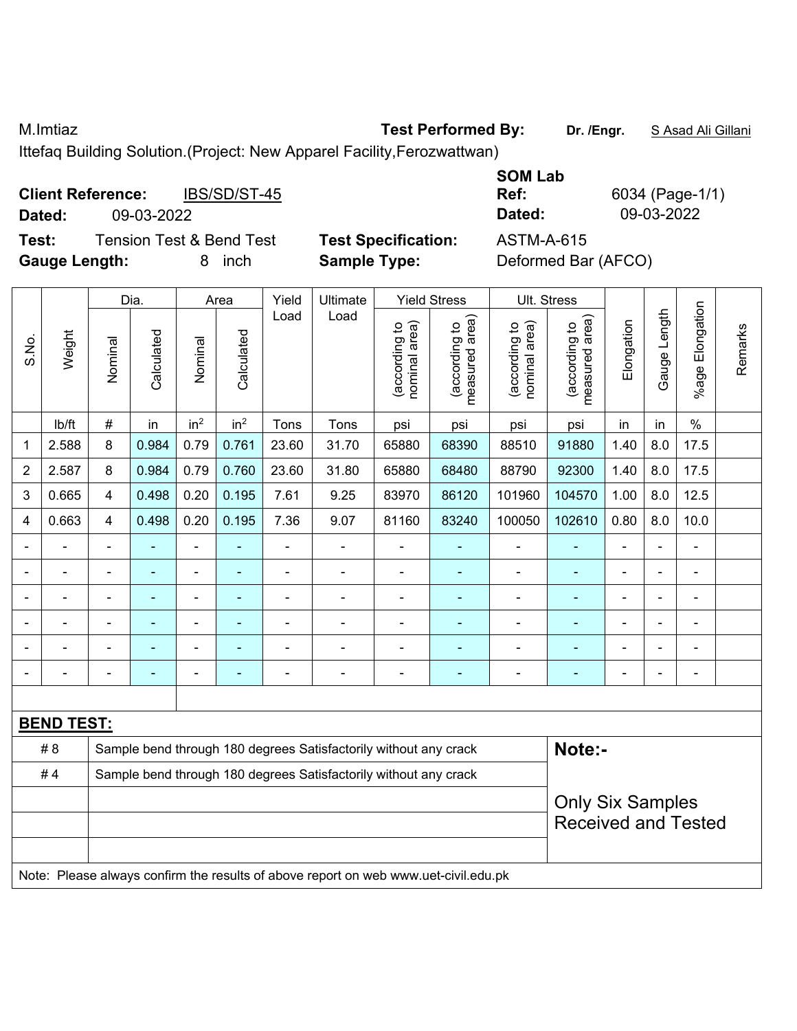M.Imtiaz **Test Performed By:** **Dr. /Engr.** S Asad Ali Gillani

Ittefaq Building Solution.(Project: New Apparel Facility,Ferozwattwan)

**Client Reference:** IBS/SD/ST-45

**Dated:** 09-03-2022

**SOM Lab Ref:** 6034 (Page-1/1)

**Dated:** 09-03-2022

**Test:** Tension Test & Bend Test

**Test Specification:** ASTM-A-615

**Gauge Length:** 8 inch

**Sample Type:** Deformed Bar (AFCO)

| S.No. | Weight | Dia. | | Area | | Yield Load | Ultimate Load | Yield Stress | | Ult. Stress | | Elongation | Gauge Length | %age Elongation | Remarks |
|---|---|---|---|---|---|---|---|---|---|---|---|---|---|---|---|
| | | Nominal | Calculated | Nominal | Calculated | | | (according to nominal area) | (according to measured area) | (according to nominal area) | (according to measured area) | | | | |
| | lb/ft | # | in | $in^2$ | $in^2$ | Tons | Tons | psi | psi | psi | psi | in | in | % | |
| 1 | 2.588 | 8 | 0.984 | 0.79 | 0.761 | 23.60 | 31.70 | 65880 | 68390 | 88510 | 91880 | 1.40 | 8.0 | 17.5 | |
| 2 | 2.587 | 8 | 0.984 | 0.79 | 0.760 | 23.60 | 31.80 | 65880 | 68480 | 88790 | 92300 | 1.40 | 8.0 | 17.5 | |
| 3 | 0.665 | 4 | 0.498 | 0.20 | 0.195 | 7.61 | 9.25 | 83970 | 86120 | 101960 | 104570 | 1.00 | 8.0 | 12.5 | |
| 4 | 0.663 | 4 | 0.498 | 0.20 | 0.195 | 7.36 | 9.07 | 81160 | 83240 | 100050 | 102610 | 0.80 | 8.0 | 10.0 | |
| - | - | - | - | - | - | - | - | - | - | - | - | - | - | - | |
| - | - | - | - | - | - | - | - | - | - | - | - | - | - | - | |
| - | - | - | - | - | - | - | - | - | - | - | - | - | - | - | |
| - | - | - | - | - | - | - | - | - | - | - | - | - | - | - | |
| - | - | - | - | - | - | - | - | - | - | - | - | - | - | - | |
| - | - | - | - | - | - | - | - | - | - | - | - | - | - | - | |

**BEND TEST:**

| | | |
|---|---|---|
| # 8 | Sample bend through 180 degrees Satisfactorily without any crack | **Note:-** |
| # 4 | Sample bend through 180 degrees Satisfactorily without any crack | Only Six Samples Received and Tested |

Note: Please always confirm the results of above report on web www.uet-civil.edu.pk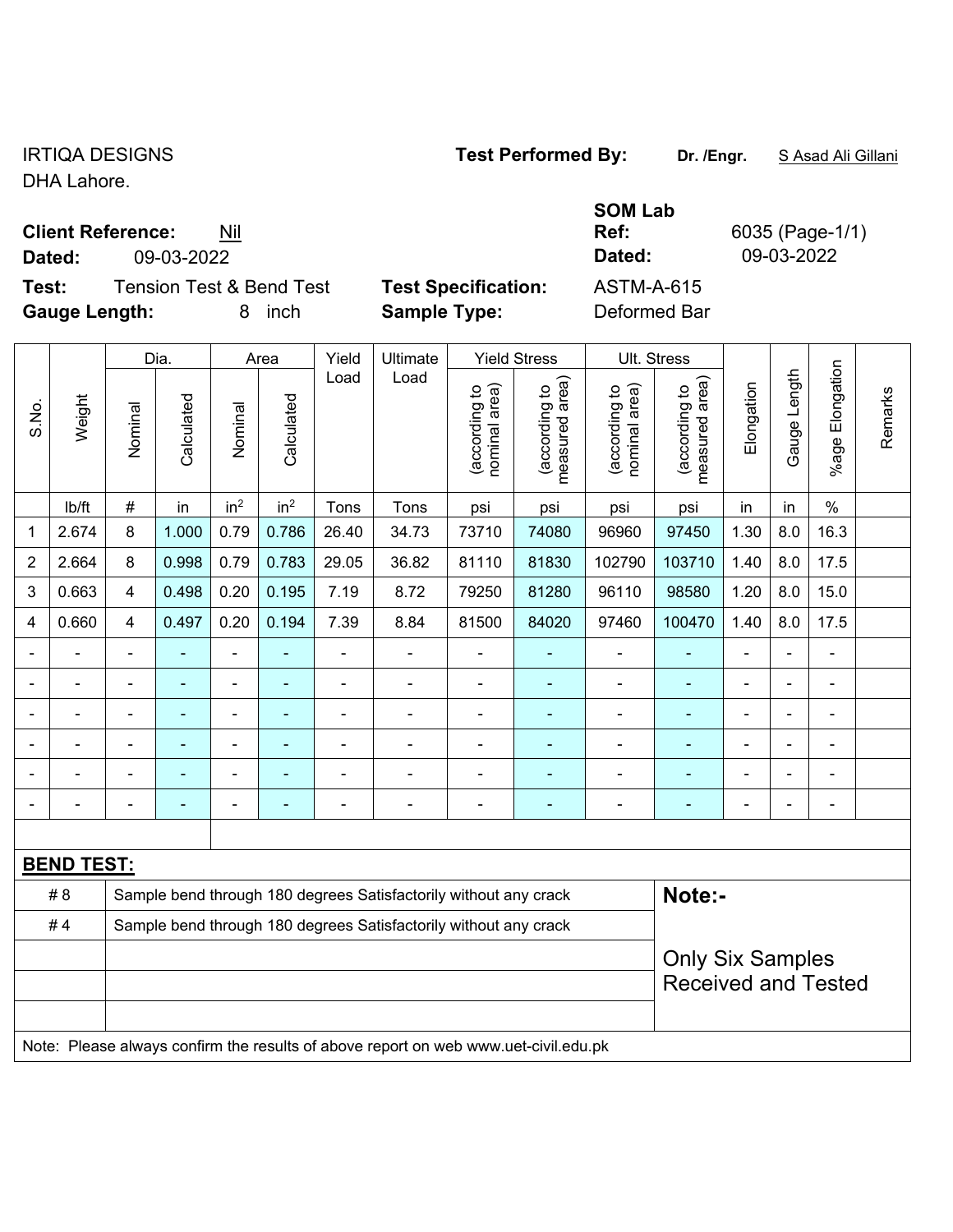IRTIQA DESIGNS
DHA Lahore.

**Test Performed By:** **Dr. /Engr.** S Asad Ali Gillani

**SOM Lab**

**Client Reference:** Nil **Ref:** 6035 (Page-1/1)

**Dated:** 09-03-2022 **Dated:** 09-03-2022

**Test:** Tension Test & Bend Test **Test Specification:** ASTM-A-615

**Gauge Length:** 8 inch **Sample Type:** Deformed Bar

| S.No. | Weight | Dia. | | Area | | Yield Load | Ultimate Load | Yield Stress | | Ult. Stress | | Elongation | Gauge Length | %age Elongation | Remarks |
|---|---|---|---|---|---|---|---|---|---|---|---|---|---|---|---|
| | | Nominal | Calculated | Nominal | Calculated | | | (according to nominal area) | (according to measured area) | (according to nominal area) | (according to measured area) | | | | |
| | lb/ft | # | in | in² | in² | Tons | Tons | psi | psi | psi | psi | in | in | % | |
| 1 | 2.674 | 8 | 1.000 | 0.79 | 0.786 | 26.40 | 34.73 | 73710 | 74080 | 96960 | 97450 | 1.30 | 8.0 | 16.3 | |
| 2 | 2.664 | 8 | 0.998 | 0.79 | 0.783 | 29.05 | 36.82 | 81110 | 81830 | 102790 | 103710 | 1.40 | 8.0 | 17.5 | |
| 3 | 0.663 | 4 | 0.498 | 0.20 | 0.195 | 7.19 | 8.72 | 79250 | 81280 | 96110 | 98580 | 1.20 | 8.0 | 15.0 | |
| 4 | 0.660 | 4 | 0.497 | 0.20 | 0.194 | 7.39 | 8.84 | 81500 | 84020 | 97460 | 100470 | 1.40 | 8.0 | 17.5 | |
| - | - | - | - | - | - | - | - | - | - | - | - | - | - | - | |
| - | - | - | - | - | - | - | - | - | - | - | - | - | - | - | |
| - | - | - | - | - | - | - | - | - | - | - | - | - | - | - | |
| - | - | - | - | - | - | - | - | - | - | - | - | - | - | - | |
| - | - | - | - | - | - | - | - | - | - | - | - | - | - | - | |
| - | - | - | - | - | - | - | - | - | - | - | - | - | - | - | |

**BEND TEST:**

| | | |
|---|---|---|
| # 8 | Sample bend through 180 degrees Satisfactorily without any crack | **Note:-** |
| # 4 | Sample bend through 180 degrees Satisfactorily without any crack | Only Six Samples Received and Tested |

Note: Please always confirm the results of above report on web www.uet-civil.edu.pk